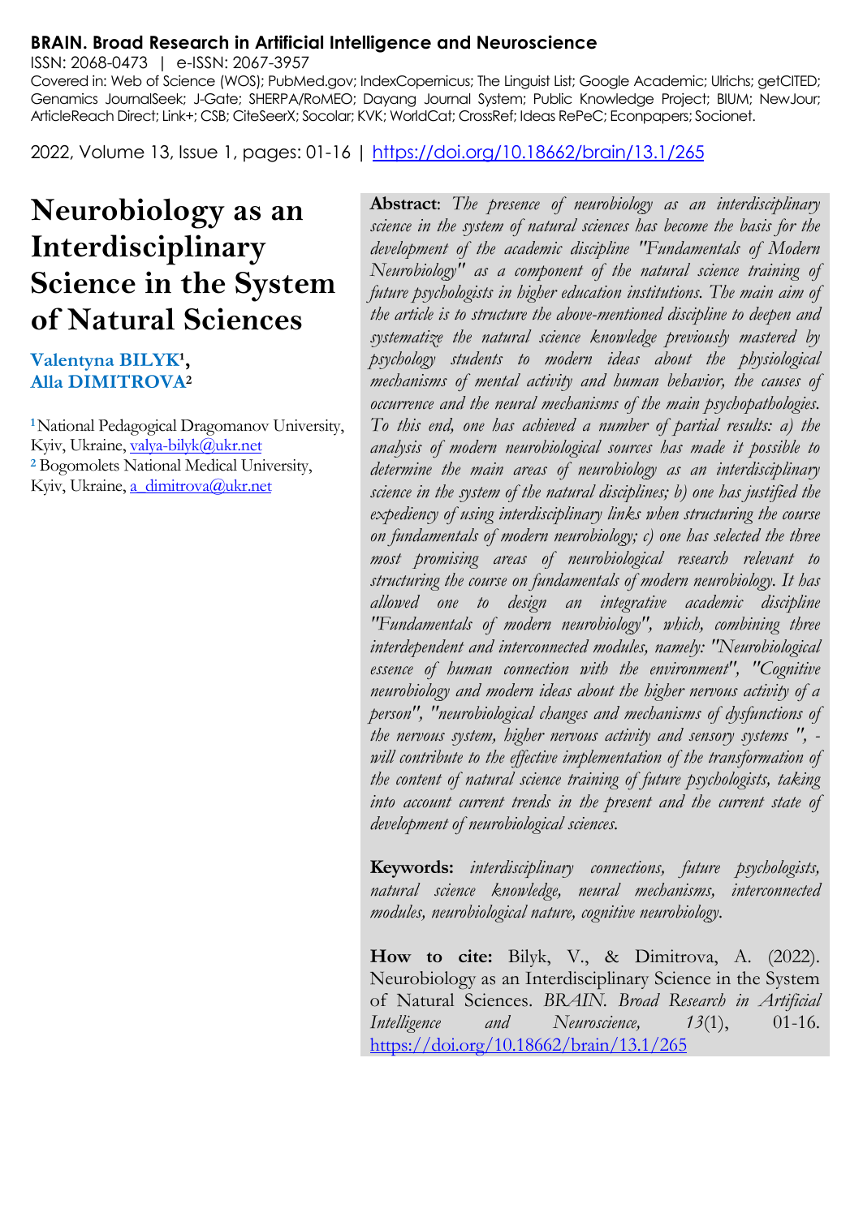**BRAIN. Broad Research in Artificial Intelligence and Neuroscience**
ISSN: 2068-0473 | e-ISSN: 2067-3957
Covered in: Web of Science (WOS); PubMed.gov; IndexCopernicus; The Linguist List; Google Academic; Ulrichs; getCITED; Genamics JournalSeek; J-Gate; SHERPA/RoMEO; Dayang Journal System; Public Knowledge Project; BIUM; NewJour; ArticleReach Direct; Link+; CSB; CiteSeerX; Socolar; KVK; WorldCat; CrossRef; Ideas RePeC; Econpapers; Socionet.

2022, Volume 13, Issue 1, pages: 01-16 | https://doi.org/10.18662/brain/13.1/265

# Neurobiology as an Interdisciplinary Science in the System of Natural Sciences

**Valentyna BILYK**[1],
**Alla DIMITROVA**[2]

[1] National Pedagogical Dragomanov University, Kyiv, Ukraine, valya-bilyk@ukr.net
[2] Bogomolets National Medical University, Kyiv, Ukraine, a_dimitrova@ukr.net

**Abstract**: *The presence of neurobiology as an interdisciplinary science in the system of natural sciences has become the basis for the development of the academic discipline "Fundamentals of Modern Neurobiology" as a component of the natural science training of future psychologists in higher education institutions. The main aim of the article is to structure the above-mentioned discipline to deepen and systematize the natural science knowledge previously mastered by psychology students to modern ideas about the physiological mechanisms of mental activity and human behavior, the causes of occurrence and the neural mechanisms of the main psychopathologies. To this end, one has achieved a number of partial results: a) the analysis of modern neurobiological sources has made it possible to determine the main areas of neurobiology as an interdisciplinary science in the system of the natural disciplines; b) one has justified the expediency of using interdisciplinary links when structuring the course on fundamentals of modern neurobiology; c) one has selected the three most promising areas of neurobiological research relevant to structuring the course on fundamentals of modern neurobiology. It has allowed one to design an integrative academic discipline "Fundamentals of modern neurobiology", which, combining three interdependent and interconnected modules, namely: "Neurobiological essence of human connection with the environment", "Cognitive neurobiology and modern ideas about the higher nervous activity of a person", "neurobiological changes and mechanisms of dysfunctions of the nervous system, higher nervous activity and sensory systems ", - will contribute to the effective implementation of the transformation of the content of natural science training of future psychologists, taking into account current trends in the present and the current state of development of neurobiological sciences.*

**Keywords:** *interdisciplinary connections, future psychologists, natural science knowledge, neural mechanisms, interconnected modules, neurobiological nature, cognitive neurobiology.*

**How to cite:** Bilyk, V., & Dimitrova, A. (2022). Neurobiology as an Interdisciplinary Science in the System of Natural Sciences. *BRAIN. Broad Research in Artificial Intelligence and Neuroscience, 13*(1), 01-16. https://doi.org/10.18662/brain/13.1/265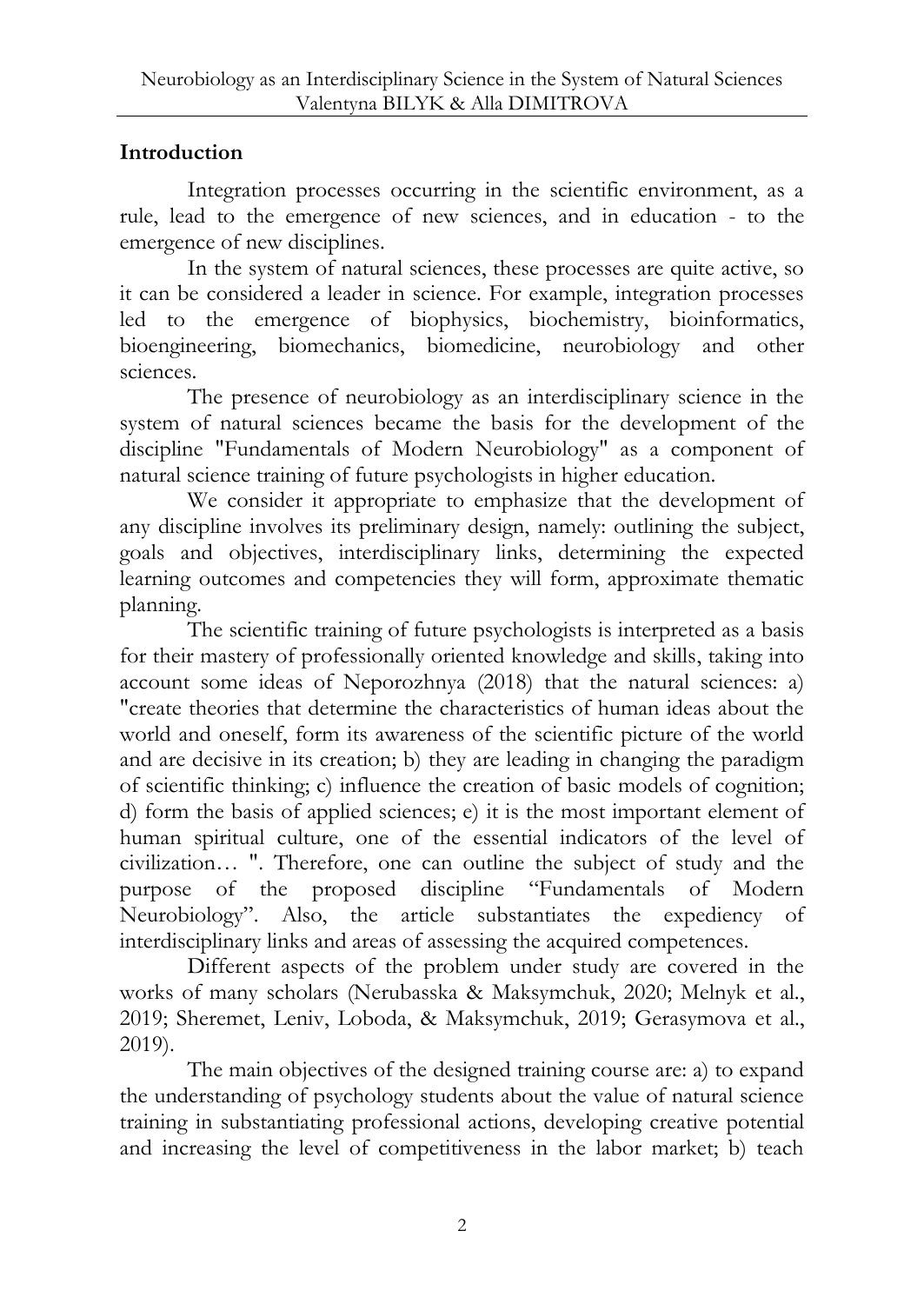## Introduction

Integration processes occurring in the scientific environment, as a rule, lead to the emergence of new sciences, and in education - to the emergence of new disciplines.

In the system of natural sciences, these processes are quite active, so it can be considered a leader in science. For example, integration processes led to the emergence of biophysics, biochemistry, bioinformatics, bioengineering, biomechanics, biomedicine, neurobiology and other sciences.

The presence of neurobiology as an interdisciplinary science in the system of natural sciences became the basis for the development of the discipline "Fundamentals of Modern Neurobiology" as a component of natural science training of future psychologists in higher education.

We consider it appropriate to emphasize that the development of any discipline involves its preliminary design, namely: outlining the subject, goals and objectives, interdisciplinary links, determining the expected learning outcomes and competencies they will form, approximate thematic planning.

The scientific training of future psychologists is interpreted as a basis for their mastery of professionally oriented knowledge and skills, taking into account some ideas of Neporozhnya (2018) that the natural sciences: a) "create theories that determine the characteristics of human ideas about the world and oneself, form its awareness of the scientific picture of the world and are decisive in its creation; b) they are leading in changing the paradigm of scientific thinking; c) influence the creation of basic models of cognition; d) form the basis of applied sciences; e) it is the most important element of human spiritual culture, one of the essential indicators of the level of civilization… ". Therefore, one can outline the subject of study and the purpose of the proposed discipline "Fundamentals of Modern Neurobiology". Also, the article substantiates the expediency of interdisciplinary links and areas of assessing the acquired competences.

Different aspects of the problem under study are covered in the works of many scholars (Nerubasska & Maksymchuk, 2020; Melnyk et al., 2019; Sheremet, Leniv, Loboda, & Maksymchuk, 2019; Gerasymova et al., 2019).

The main objectives of the designed training course are: a) to expand the understanding of psychology students about the value of natural science training in substantiating professional actions, developing creative potential and increasing the level of competitiveness in the labor market; b) teach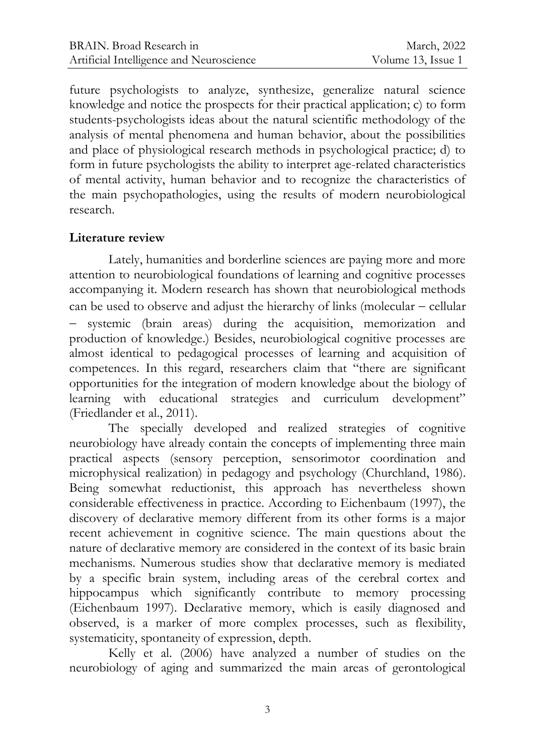future psychologists to analyze, synthesize, generalize natural science knowledge and notice the prospects for their practical application; c) to form students-psychologists ideas about the natural scientific methodology of the analysis of mental phenomena and human behavior, about the possibilities and place of physiological research methods in psychological practice; d) to form in future psychologists the ability to interpret age-related characteristics of mental activity, human behavior and to recognize the characteristics of the main psychopathologies, using the results of modern neurobiological research.

## Literature review

Lately, humanities and borderline sciences are paying more and more attention to neurobiological foundations of learning and cognitive processes accompanying it. Modern research has shown that neurobiological methods can be used to observe and adjust the hierarchy of links (molecular – cellular – systemic (brain areas) during the acquisition, memorization and production of knowledge.) Besides, neurobiological cognitive processes are almost identical to pedagogical processes of learning and acquisition of competences. In this regard, researchers claim that "there are significant opportunities for the integration of modern knowledge about the biology of learning with educational strategies and curriculum development" (Friedlander et al., 2011).

The specially developed and realized strategies of cognitive neurobiology have already contain the concepts of implementing three main practical aspects (sensory perception, sensorimotor coordination and microphysical realization) in pedagogy and psychology (Churchland, 1986). Being somewhat reductionist, this approach has nevertheless shown considerable effectiveness in practice. According to Eichenbaum (1997), the discovery of declarative memory different from its other forms is a major recent achievement in cognitive science. The main questions about the nature of declarative memory are considered in the context of its basic brain mechanisms. Numerous studies show that declarative memory is mediated by a specific brain system, including areas of the cerebral cortex and hippocampus which significantly contribute to memory processing (Eichenbaum 1997). Declarative memory, which is easily diagnosed and observed, is a marker of more complex processes, such as flexibility, systematicity, spontaneity of expression, depth.

Kelly et al. (2006) have analyzed a number of studies on the neurobiology of aging and summarized the main areas of gerontological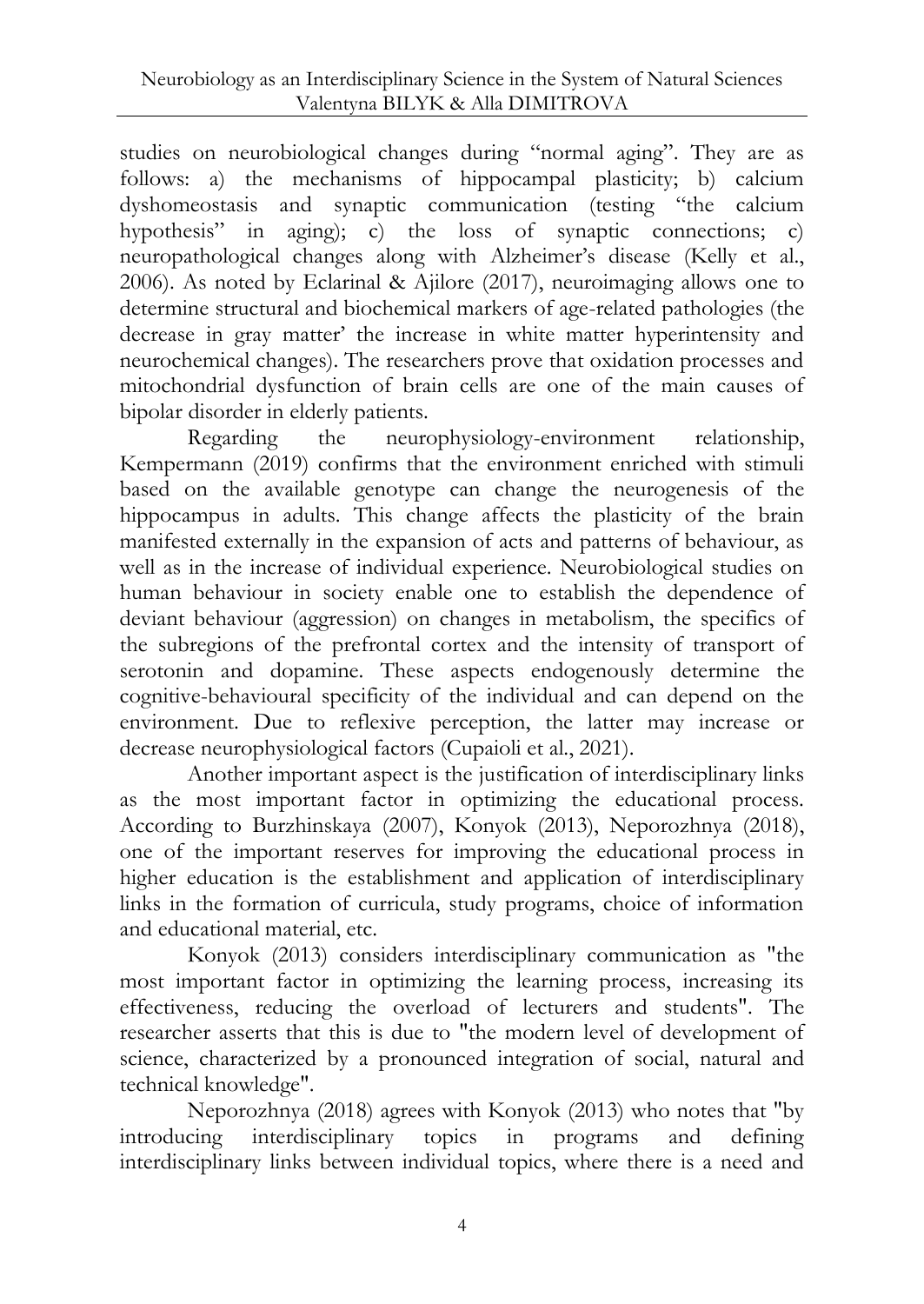studies on neurobiological changes during "normal aging". They are as follows: a) the mechanisms of hippocampal plasticity; b) calcium dyshomeostasis and synaptic communication (testing "the calcium hypothesis" in aging); c) the loss of synaptic connections; c) neuropathological changes along with Alzheimer's disease (Kelly et al., 2006). As noted by Eclarinal & Ajilore (2017), neuroimaging allows one to determine structural and biochemical markers of age-related pathologies (the decrease in gray matter' the increase in white matter hyperintensity and neurochemical changes). The researchers prove that oxidation processes and mitochondrial dysfunction of brain cells are one of the main causes of bipolar disorder in elderly patients.

Regarding the neurophysiology-environment relationship, Kempermann (2019) confirms that the environment enriched with stimuli based on the available genotype can change the neurogenesis of the hippocampus in adults. This change affects the plasticity of the brain manifested externally in the expansion of acts and patterns of behaviour, as well as in the increase of individual experience. Neurobiological studies on human behaviour in society enable one to establish the dependence of deviant behaviour (aggression) on changes in metabolism, the specifics of the subregions of the prefrontal cortex and the intensity of transport of serotonin and dopamine. These aspects endogenously determine the cognitive-behavioural specificity of the individual and can depend on the environment. Due to reflexive perception, the latter may increase or decrease neurophysiological factors (Cupaioli et al., 2021).

Another important aspect is the justification of interdisciplinary links as the most important factor in optimizing the educational process. According to Burzhinskaya (2007), Konyok (2013), Neporozhnya (2018), one of the important reserves for improving the educational process in higher education is the establishment and application of interdisciplinary links in the formation of curricula, study programs, choice of information and educational material, etc.

Konyok (2013) considers interdisciplinary communication as "the most important factor in optimizing the learning process, increasing its effectiveness, reducing the overload of lecturers and students". The researcher asserts that this is due to "the modern level of development of science, characterized by a pronounced integration of social, natural and technical knowledge".

Neporozhnya (2018) agrees with Konyok (2013) who notes that "by introducing interdisciplinary topics in programs and defining interdisciplinary links between individual topics, where there is a need and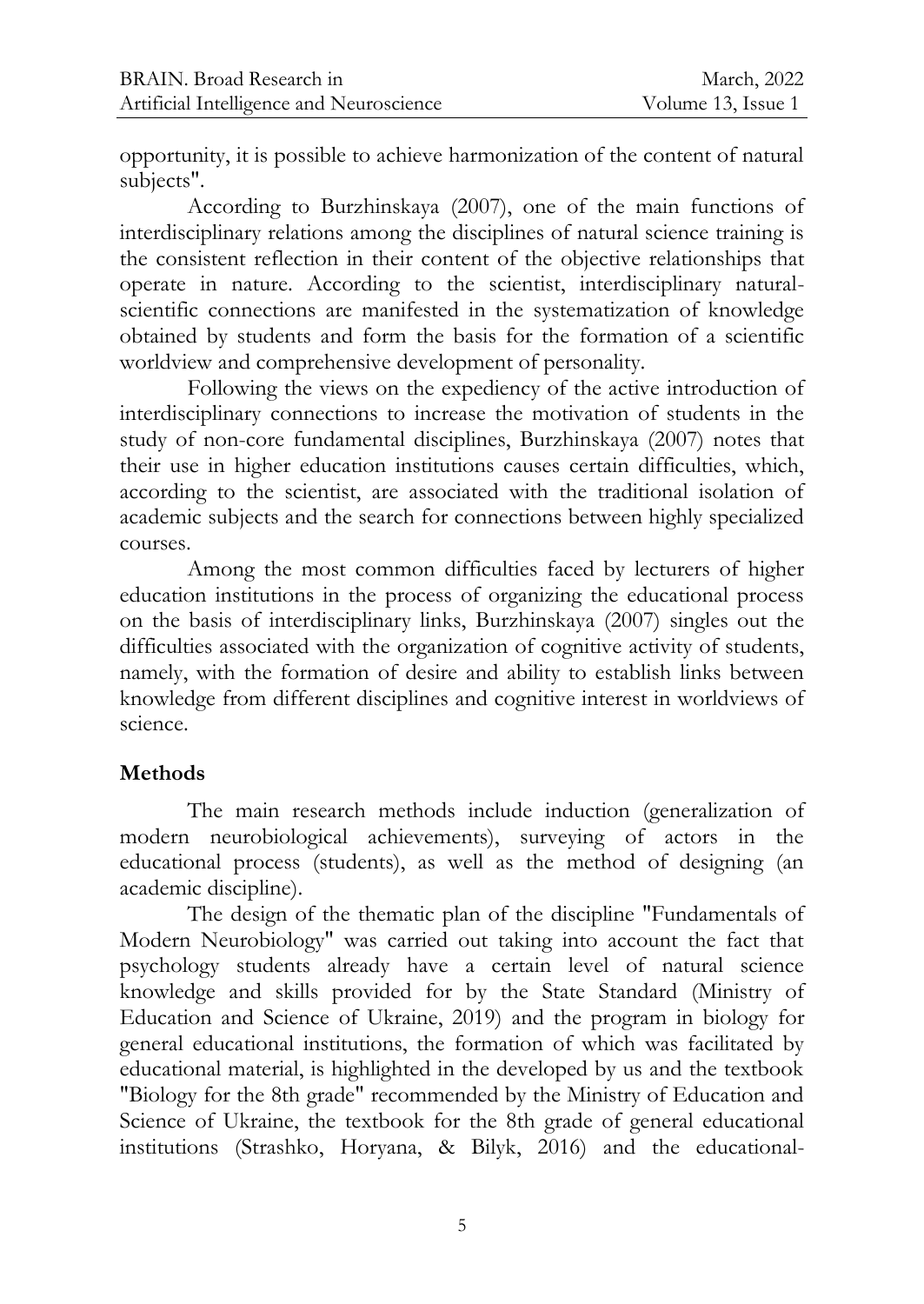opportunity, it is possible to achieve harmonization of the content of natural subjects".

According to Burzhinskaya (2007), one of the main functions of interdisciplinary relations among the disciplines of natural science training is the consistent reflection in their content of the objective relationships that operate in nature. According to the scientist, interdisciplinary natural-scientific connections are manifested in the systematization of knowledge obtained by students and form the basis for the formation of a scientific worldview and comprehensive development of personality.

Following the views on the expediency of the active introduction of interdisciplinary connections to increase the motivation of students in the study of non-core fundamental disciplines, Burzhinskaya (2007) notes that their use in higher education institutions causes certain difficulties, which, according to the scientist, are associated with the traditional isolation of academic subjects and the search for connections between highly specialized courses.

Among the most common difficulties faced by lecturers of higher education institutions in the process of organizing the educational process on the basis of interdisciplinary links, Burzhinskaya (2007) singles out the difficulties associated with the organization of cognitive activity of students, namely, with the formation of desire and ability to establish links between knowledge from different disciplines and cognitive interest in worldviews of science.

## Methods

The main research methods include induction (generalization of modern neurobiological achievements), surveying of actors in the educational process (students), as well as the method of designing (an academic discipline).

The design of the thematic plan of the discipline "Fundamentals of Modern Neurobiology" was carried out taking into account the fact that psychology students already have a certain level of natural science knowledge and skills provided for by the State Standard (Ministry of Education and Science of Ukraine, 2019) and the program in biology for general educational institutions, the formation of which was facilitated by educational material, is highlighted in the developed by us and the textbook "Biology for the 8th grade" recommended by the Ministry of Education and Science of Ukraine, the textbook for the 8th grade of general educational institutions (Strashko, Horyana, & Bilyk, 2016) and the educational-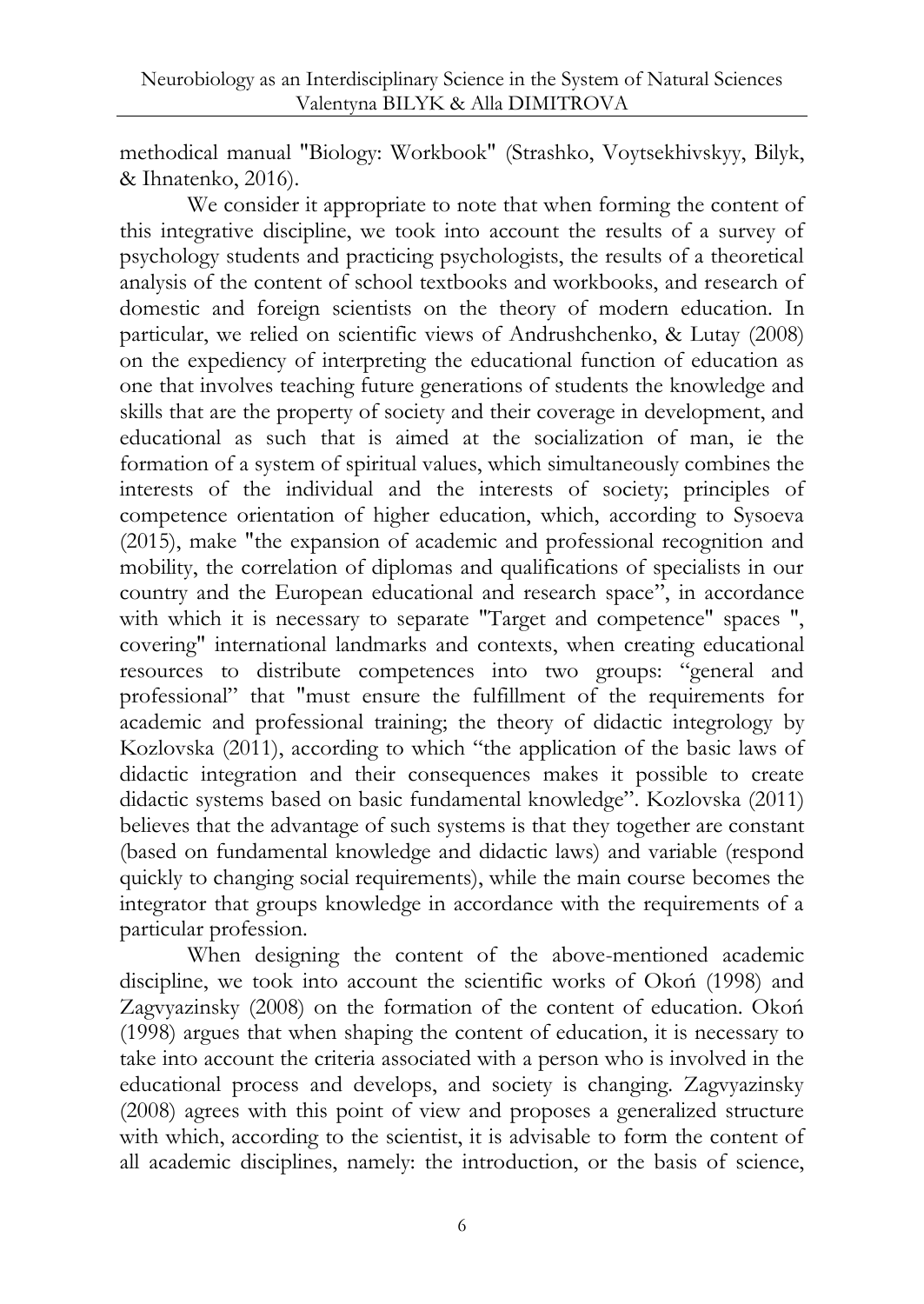methodical manual "Biology: Workbook" (Strashko, Voytsekhivskyy, Bilyk, & Ihnatenko, 2016).

We consider it appropriate to note that when forming the content of this integrative discipline, we took into account the results of a survey of psychology students and practicing psychologists, the results of a theoretical analysis of the content of school textbooks and workbooks, and research of domestic and foreign scientists on the theory of modern education. In particular, we relied on scientific views of Andrushchenko, & Lutay (2008) on the expediency of interpreting the educational function of education as one that involves teaching future generations of students the knowledge and skills that are the property of society and their coverage in development, and educational as such that is aimed at the socialization of man, ie the formation of a system of spiritual values, which simultaneously combines the interests of the individual and the interests of society; principles of competence orientation of higher education, which, according to Sysoeva (2015), make "the expansion of academic and professional recognition and mobility, the correlation of diplomas and qualifications of specialists in our country and the European educational and research space", in accordance with which it is necessary to separate "Target and competence" spaces ", covering" international landmarks and contexts, when creating educational resources to distribute competences into two groups: "general and professional" that "must ensure the fulfillment of the requirements for academic and professional training; the theory of didactic integrology by Kozlovska (2011), according to which "the application of the basic laws of didactic integration and their consequences makes it possible to create didactic systems based on basic fundamental knowledge". Kozlovska (2011) believes that the advantage of such systems is that they together are constant (based on fundamental knowledge and didactic laws) and variable (respond quickly to changing social requirements), while the main course becomes the integrator that groups knowledge in accordance with the requirements of a particular profession.

When designing the content of the above-mentioned academic discipline, we took into account the scientific works of Okoń (1998) and Zagvyazinsky (2008) on the formation of the content of education. Okoń (1998) argues that when shaping the content of education, it is necessary to take into account the criteria associated with a person who is involved in the educational process and develops, and society is changing. Zagvyazinsky (2008) agrees with this point of view and proposes a generalized structure with which, according to the scientist, it is advisable to form the content of all academic disciplines, namely: the introduction, or the basis of science,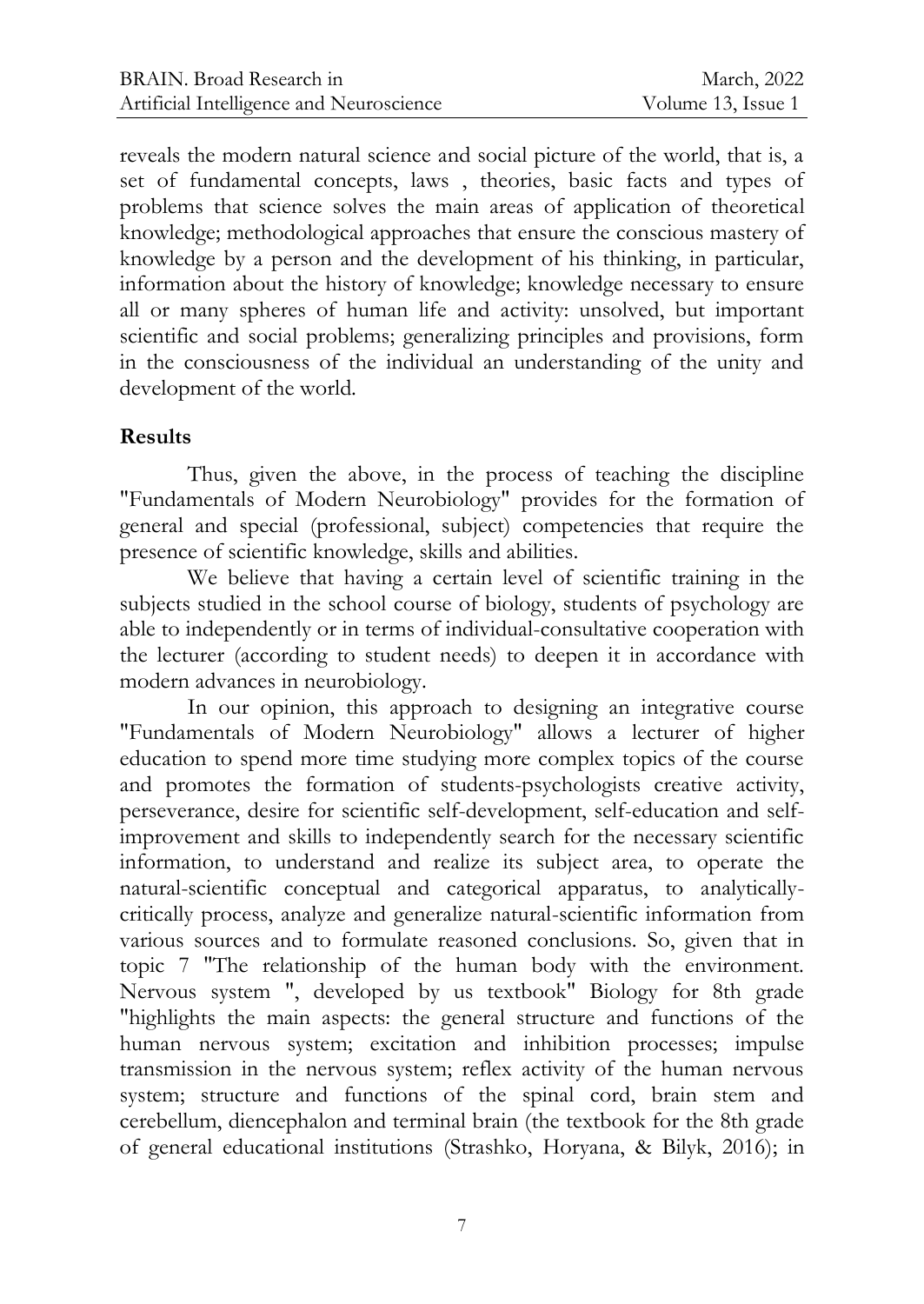reveals the modern natural science and social picture of the world, that is, a set of fundamental concepts, laws , theories, basic facts and types of problems that science solves the main areas of application of theoretical knowledge; methodological approaches that ensure the conscious mastery of knowledge by a person and the development of his thinking, in particular, information about the history of knowledge; knowledge necessary to ensure all or many spheres of human life and activity: unsolved, but important scientific and social problems; generalizing principles and provisions, form in the consciousness of the individual an understanding of the unity and development of the world.

## Results

Thus, given the above, in the process of teaching the discipline "Fundamentals of Modern Neurobiology" provides for the formation of general and special (professional, subject) competencies that require the presence of scientific knowledge, skills and abilities.

We believe that having a certain level of scientific training in the subjects studied in the school course of biology, students of psychology are able to independently or in terms of individual-consultative cooperation with the lecturer (according to student needs) to deepen it in accordance with modern advances in neurobiology.

In our opinion, this approach to designing an integrative course "Fundamentals of Modern Neurobiology" allows a lecturer of higher education to spend more time studying more complex topics of the course and promotes the formation of students-psychologists creative activity, perseverance, desire for scientific self-development, self-education and self-improvement and skills to independently search for the necessary scientific information, to understand and realize its subject area, to operate the natural-scientific conceptual and categorical apparatus, to analytically-critically process, analyze and generalize natural-scientific information from various sources and to formulate reasoned conclusions. So, given that in topic 7 "The relationship of the human body with the environment. Nervous system ", developed by us textbook" Biology for 8th grade "highlights the main aspects: the general structure and functions of the human nervous system; excitation and inhibition processes; impulse transmission in the nervous system; reflex activity of the human nervous system; structure and functions of the spinal cord, brain stem and cerebellum, diencephalon and terminal brain (the textbook for the 8th grade of general educational institutions (Strashko, Horyana, & Bilyk, 2016); in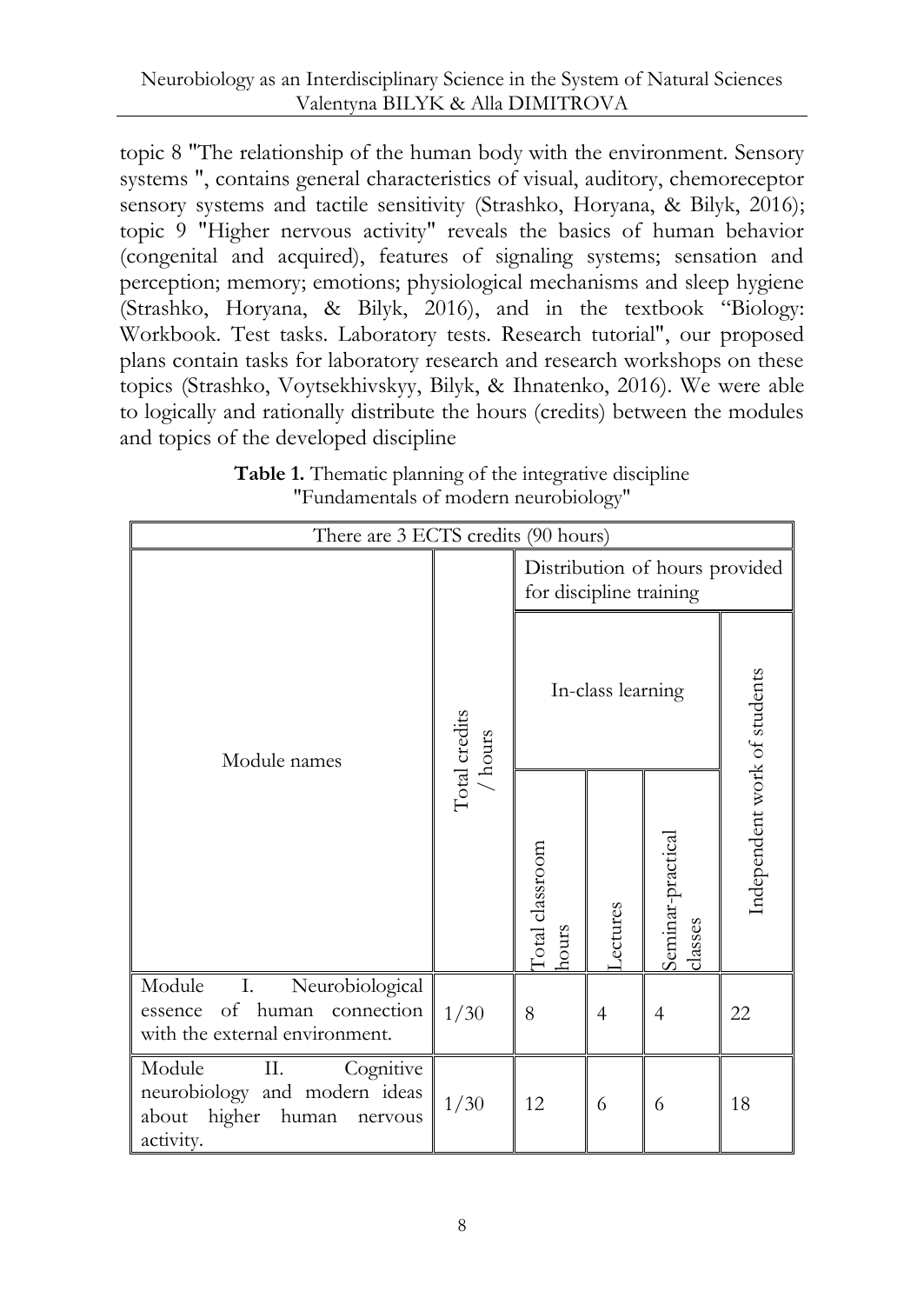topic 8 "The relationship of the human body with the environment. Sensory systems ", contains general characteristics of visual, auditory, chemoreceptor sensory systems and tactile sensitivity (Strashko, Horyana, & Bilyk, 2016); topic 9 "Higher nervous activity" reveals the basics of human behavior (congenital and acquired), features of signaling systems; sensation and perception; memory; emotions; physiological mechanisms and sleep hygiene (Strashko, Horyana, & Bilyk, 2016), and in the textbook "Biology: Workbook. Test tasks. Laboratory tests. Research tutorial", our proposed plans contain tasks for laboratory research and research workshops on these topics (Strashko, Voytsekhivskyy, Bilyk, & Ihnatenko, 2016). We were able to logically and rationally distribute the hours (credits) between the modules and topics of the developed discipline

**Table 1.** Thematic planning of the integrative discipline "Fundamentals of modern neurobiology"

| There are 3 ECTS credits (90 hours) | | | | | |
|---|---|---|---|---|---|
| Module names | Total credits / hours | Distribution of hours provided for discipline training | | | |
| | | In-class learning | | | Independent work of students |
| | | Total classroom hours | Lectures | Seminar-practical classes | |
| Module I. Neurobiological essence of human connection with the external environment. | 1/30 | 8 | 4 | 4 | 22 |
| Module II. Cognitive neurobiology and modern ideas about higher human nervous activity. | 1/30 | 12 | 6 | 6 | 18 |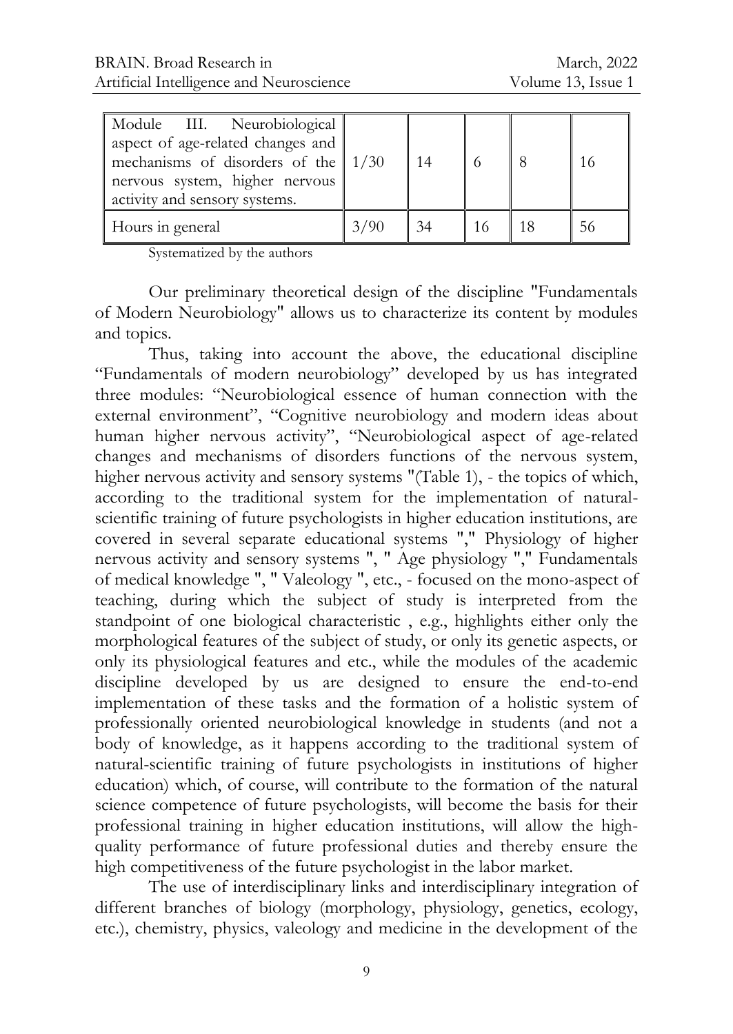| Module III. Neurobiological aspect of age-related changes and mechanisms of disorders of the nervous system, higher nervous activity and sensory systems. | 1/30 | 14 | 6 | 8 | 16 |
|---|---|---|---|---|---|
| Hours in general | 3/90 | 34 | 16 | 18 | 56 |

Systematized by the authors

Our preliminary theoretical design of the discipline "Fundamentals of Modern Neurobiology" allows us to characterize its content by modules and topics.

Thus, taking into account the above, the educational discipline "Fundamentals of modern neurobiology" developed by us has integrated three modules: "Neurobiological essence of human connection with the external environment", "Cognitive neurobiology and modern ideas about human higher nervous activity", "Neurobiological aspect of age-related changes and mechanisms of disorders functions of the nervous system, higher nervous activity and sensory systems "(Table 1), - the topics of which, according to the traditional system for the implementation of natural-scientific training of future psychologists in higher education institutions, are covered in several separate educational systems "," Physiology of higher nervous activity and sensory systems ", " Age physiology "," Fundamentals of medical knowledge ", " Valeology ", etc., - focused on the mono-aspect of teaching, during which the subject of study is interpreted from the standpoint of one biological characteristic , e.g., highlights either only the morphological features of the subject of study, or only its genetic aspects, or only its physiological features and etc., while the modules of the academic discipline developed by us are designed to ensure the end-to-end implementation of these tasks and the formation of a holistic system of professionally oriented neurobiological knowledge in students (and not a body of knowledge, as it happens according to the traditional system of natural-scientific training of future psychologists in institutions of higher education) which, of course, will contribute to the formation of the natural science competence of future psychologists, will become the basis for their professional training in higher education institutions, will allow the high-quality performance of future professional duties and thereby ensure the high competitiveness of the future psychologist in the labor market.

The use of interdisciplinary links and interdisciplinary integration of different branches of biology (morphology, physiology, genetics, ecology, etc.), chemistry, physics, valeology and medicine in the development of the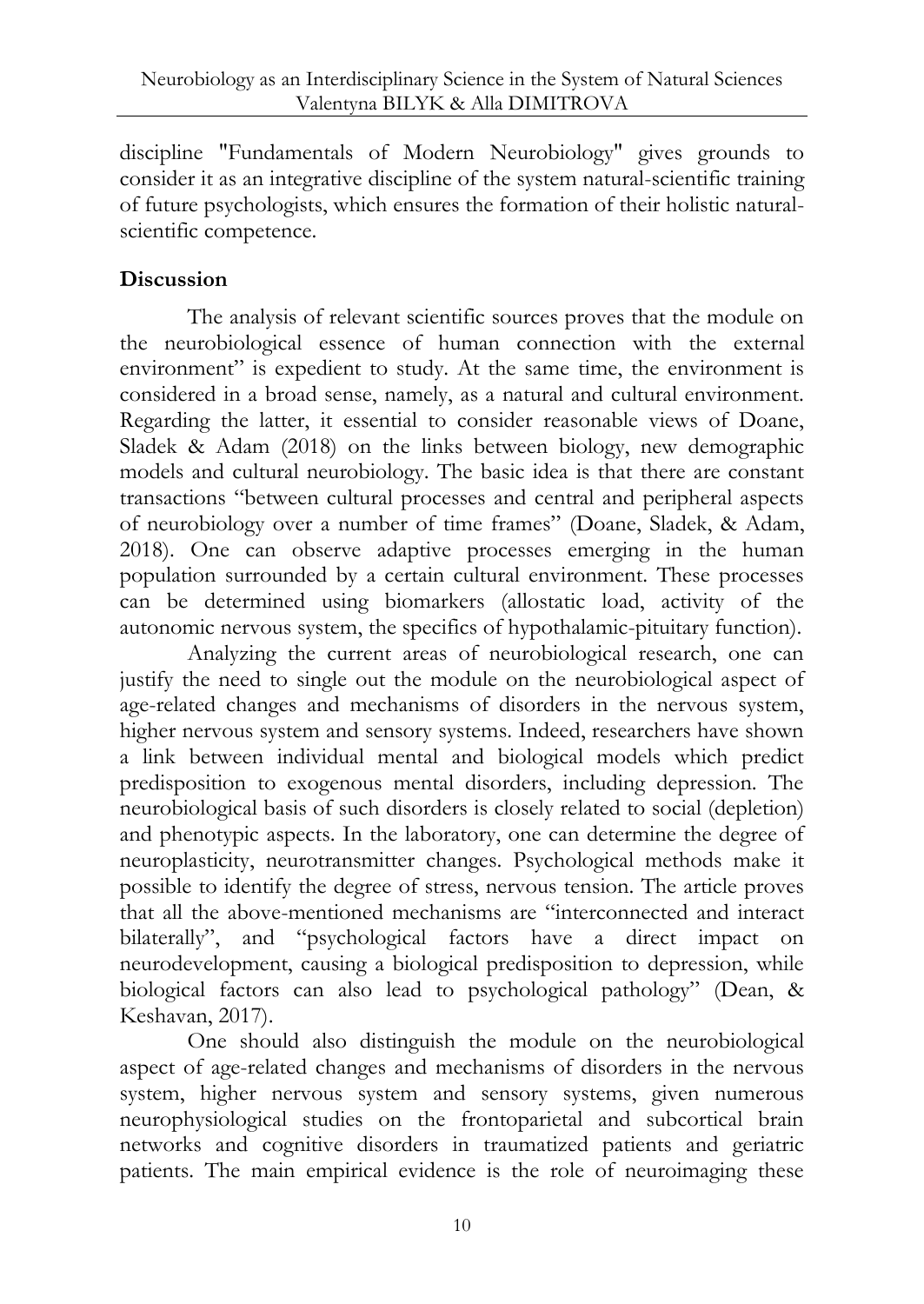discipline "Fundamentals of Modern Neurobiology" gives grounds to consider it as an integrative discipline of the system natural-scientific training of future psychologists, which ensures the formation of their holistic natural-scientific competence.

## Discussion

The analysis of relevant scientific sources proves that the module on the neurobiological essence of human connection with the external environment" is expedient to study. At the same time, the environment is considered in a broad sense, namely, as a natural and cultural environment. Regarding the latter, it essential to consider reasonable views of Doane, Sladek & Adam (2018) on the links between biology, new demographic models and cultural neurobiology. The basic idea is that there are constant transactions "between cultural processes and central and peripheral aspects of neurobiology over a number of time frames" (Doane, Sladek, & Adam, 2018). One can observe adaptive processes emerging in the human population surrounded by a certain cultural environment. These processes can be determined using biomarkers (allostatic load, activity of the autonomic nervous system, the specifics of hypothalamic-pituitary function).

Analyzing the current areas of neurobiological research, one can justify the need to single out the module on the neurobiological aspect of age-related changes and mechanisms of disorders in the nervous system, higher nervous system and sensory systems. Indeed, researchers have shown a link between individual mental and biological models which predict predisposition to exogenous mental disorders, including depression. The neurobiological basis of such disorders is closely related to social (depletion) and phenotypic aspects. In the laboratory, one can determine the degree of neuroplasticity, neurotransmitter changes. Psychological methods make it possible to identify the degree of stress, nervous tension. The article proves that all the above-mentioned mechanisms are "interconnected and interact bilaterally", and "psychological factors have a direct impact on neurodevelopment, causing a biological predisposition to depression, while biological factors can also lead to psychological pathology" (Dean, & Keshavan, 2017).

One should also distinguish the module on the neurobiological aspect of age-related changes and mechanisms of disorders in the nervous system, higher nervous system and sensory systems, given numerous neurophysiological studies on the frontoparietal and subcortical brain networks and cognitive disorders in traumatized patients and geriatric patients. The main empirical evidence is the role of neuroimaging these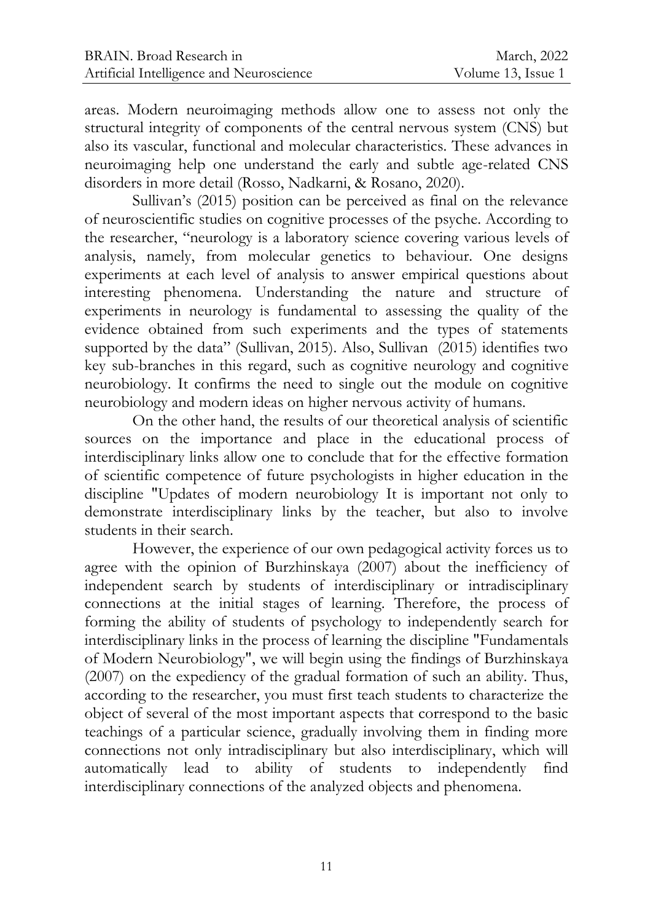areas. Modern neuroimaging methods allow one to assess not only the structural integrity of components of the central nervous system (CNS) but also its vascular, functional and molecular characteristics. These advances in neuroimaging help one understand the early and subtle age-related CNS disorders in more detail (Rosso, Nadkarni, & Rosano, 2020).

Sullivan's (2015) position can be perceived as final on the relevance of neuroscientific studies on cognitive processes of the psyche. According to the researcher, "neurology is a laboratory science covering various levels of analysis, namely, from molecular genetics to behaviour. One designs experiments at each level of analysis to answer empirical questions about interesting phenomena. Understanding the nature and structure of experiments in neurology is fundamental to assessing the quality of the evidence obtained from such experiments and the types of statements supported by the data" (Sullivan, 2015). Also, Sullivan (2015) identifies two key sub-branches in this regard, such as cognitive neurology and cognitive neurobiology. It confirms the need to single out the module on cognitive neurobiology and modern ideas on higher nervous activity of humans.

On the other hand, the results of our theoretical analysis of scientific sources on the importance and place in the educational process of interdisciplinary links allow one to conclude that for the effective formation of scientific competence of future psychologists in higher education in the discipline "Updates of modern neurobiology It is important not only to demonstrate interdisciplinary links by the teacher, but also to involve students in their search.

However, the experience of our own pedagogical activity forces us to agree with the opinion of Burzhinskaya (2007) about the inefficiency of independent search by students of interdisciplinary or intradisciplinary connections at the initial stages of learning. Therefore, the process of forming the ability of students of psychology to independently search for interdisciplinary links in the process of learning the discipline "Fundamentals of Modern Neurobiology", we will begin using the findings of Burzhinskaya (2007) on the expediency of the gradual formation of such an ability. Thus, according to the researcher, you must first teach students to characterize the object of several of the most important aspects that correspond to the basic teachings of a particular science, gradually involving them in finding more connections not only intradisciplinary but also interdisciplinary, which will automatically lead to ability of students to independently find interdisciplinary connections of the analyzed objects and phenomena.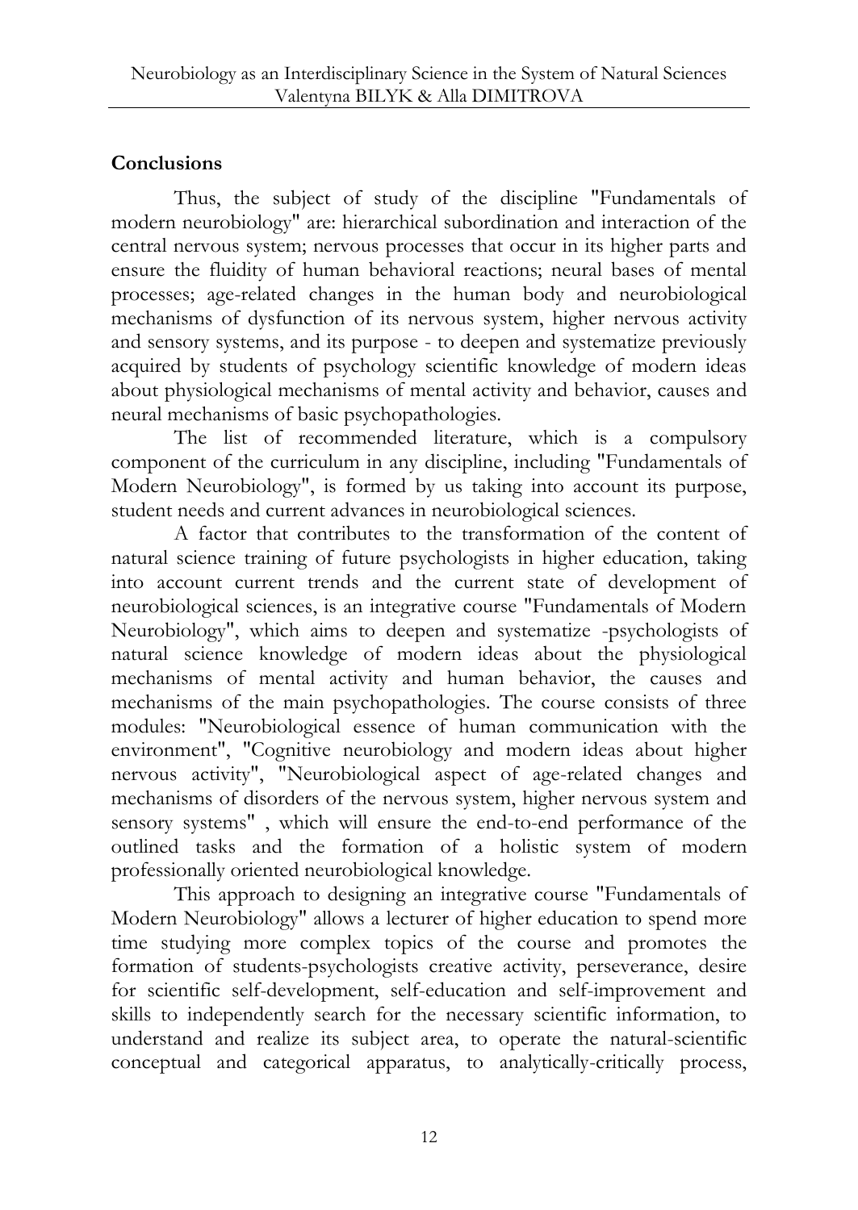## Conclusions

Thus, the subject of study of the discipline "Fundamentals of modern neurobiology" are: hierarchical subordination and interaction of the central nervous system; nervous processes that occur in its higher parts and ensure the fluidity of human behavioral reactions; neural bases of mental processes; age-related changes in the human body and neurobiological mechanisms of dysfunction of its nervous system, higher nervous activity and sensory systems, and its purpose - to deepen and systematize previously acquired by students of psychology scientific knowledge of modern ideas about physiological mechanisms of mental activity and behavior, causes and neural mechanisms of basic psychopathologies.

The list of recommended literature, which is a compulsory component of the curriculum in any discipline, including "Fundamentals of Modern Neurobiology", is formed by us taking into account its purpose, student needs and current advances in neurobiological sciences.

A factor that contributes to the transformation of the content of natural science training of future psychologists in higher education, taking into account current trends and the current state of development of neurobiological sciences, is an integrative course "Fundamentals of Modern Neurobiology", which aims to deepen and systematize -psychologists of natural science knowledge of modern ideas about the physiological mechanisms of mental activity and human behavior, the causes and mechanisms of the main psychopathologies. The course consists of three modules: "Neurobiological essence of human communication with the environment", "Cognitive neurobiology and modern ideas about higher nervous activity", "Neurobiological aspect of age-related changes and mechanisms of disorders of the nervous system, higher nervous system and sensory systems" , which will ensure the end-to-end performance of the outlined tasks and the formation of a holistic system of modern professionally oriented neurobiological knowledge.

This approach to designing an integrative course "Fundamentals of Modern Neurobiology" allows a lecturer of higher education to spend more time studying more complex topics of the course and promotes the formation of students-psychologists creative activity, perseverance, desire for scientific self-development, self-education and self-improvement and skills to independently search for the necessary scientific information, to understand and realize its subject area, to operate the natural-scientific conceptual and categorical apparatus, to analytically-critically process,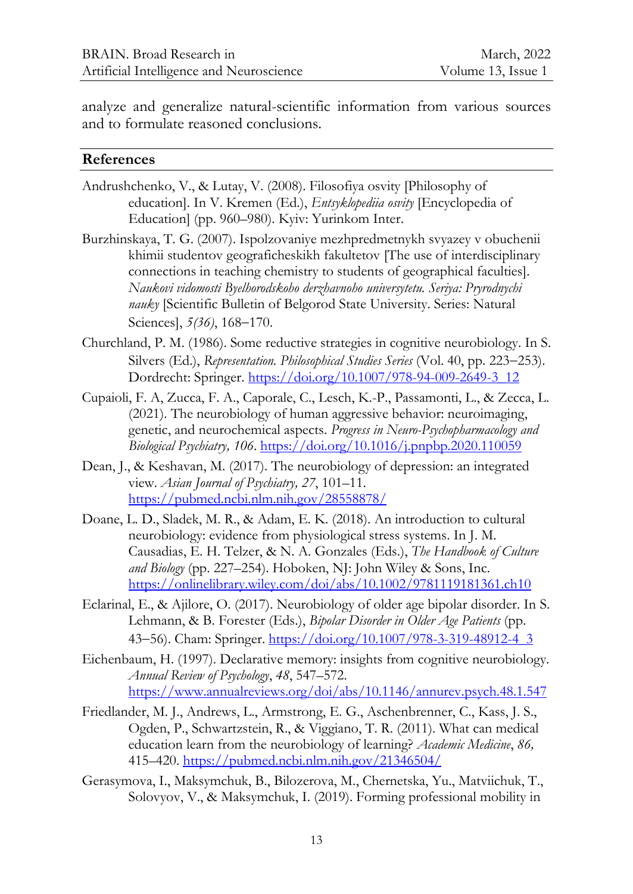analyze and generalize natural-scientific information from various sources and to formulate reasoned conclusions.

## References

Andrushchenko, V., & Lutay, V. (2008). Filosofiya osvity [Philosophy of education]. In V. Kremen (Ed.), *Entsyklopediia osvity* [Encyclopedia of Education] (pp. 960–980). Kyiv: Yurinkom Inter.

Burzhinskaya, T. G. (2007). Ispolzovaniye mezhpredmetnykh svyazey v obuchenii khimii studentov geograficheskikh fakultetov [The use of interdisciplinary connections in teaching chemistry to students of geographical faculties]. *Naukovi vidomosti Byelhorodskoho derzhavnoho universytetu. Seriya: Pryrodnychi nauky* [Scientific Bulletin of Belgorod State University. Series: Natural Sciences], *5(36)*, 168–170.

Churchland, P. M. (1986). Some reductive strategies in cognitive neurobiology. In S. Silvers (Ed.), *Representation. Philosophical Studies Series* (Vol. 40, pp. 223–253). Dordrecht: Springer. https://doi.org/10.1007/978-94-009-2649-3_12

Cupaioli, F. A, Zucca, F. A., Caporale, C., Lesch, K.-P., Passamonti, L., & Zecca, L. (2021). The neurobiology of human aggressive behavior: neuroimaging, genetic, and neurochemical aspects. *Progress in Neuro-Psychopharmacology and Biological Psychiatry, 106*. https://doi.org/10.1016/j.pnpbp.2020.110059

Dean, J., & Keshavan, M. (2017). The neurobiology of depression: an integrated view. *Asian Journal of Psychiatry, 27*, 101–11. https://pubmed.ncbi.nlm.nih.gov/28558878/

Doane, L. D., Sladek, M. R., & Adam, E. K. (2018). An introduction to cultural neurobiology: evidence from physiological stress systems. In J. M. Causadias, E. H. Telzer, & N. A. Gonzales (Eds.), *The Handbook of Culture and Biology* (pp. 227–254). Hoboken, NJ: John Wiley & Sons, Inc. https://onlinelibrary.wiley.com/doi/abs/10.1002/9781119181361.ch10

Eclarinal, E., & Ajilore, O. (2017). Neurobiology of older age bipolar disorder. In S. Lehmann, & B. Forester (Eds.), *Bipolar Disorder in Older Age Patients* (pp. 43–56). Cham: Springer. https://doi.org/10.1007/978-3-319-48912-4_3

Eichenbaum, H. (1997). Declarative memory: insights from cognitive neurobiology. *Annual Review of Psychology*, *48*, 547–572. https://www.annualreviews.org/doi/abs/10.1146/annurev.psych.48.1.547

Friedlander, M. J., Andrews, L., Armstrong, E. G., Aschenbrenner, C., Kass, J. S., Ogden, P., Schwartzstein, R., & Viggiano, T. R. (2011). What can medical education learn from the neurobiology of learning? *Academic Medicine*, *86,* 415–420. https://pubmed.ncbi.nlm.nih.gov/21346504/

Gerasymova, I., Maksymchuk, B., Bilozerova, M., Chernetska, Yu., Matviichuk, T., Solovyov, V., & Maksymchuk, I. (2019). Forming professional mobility in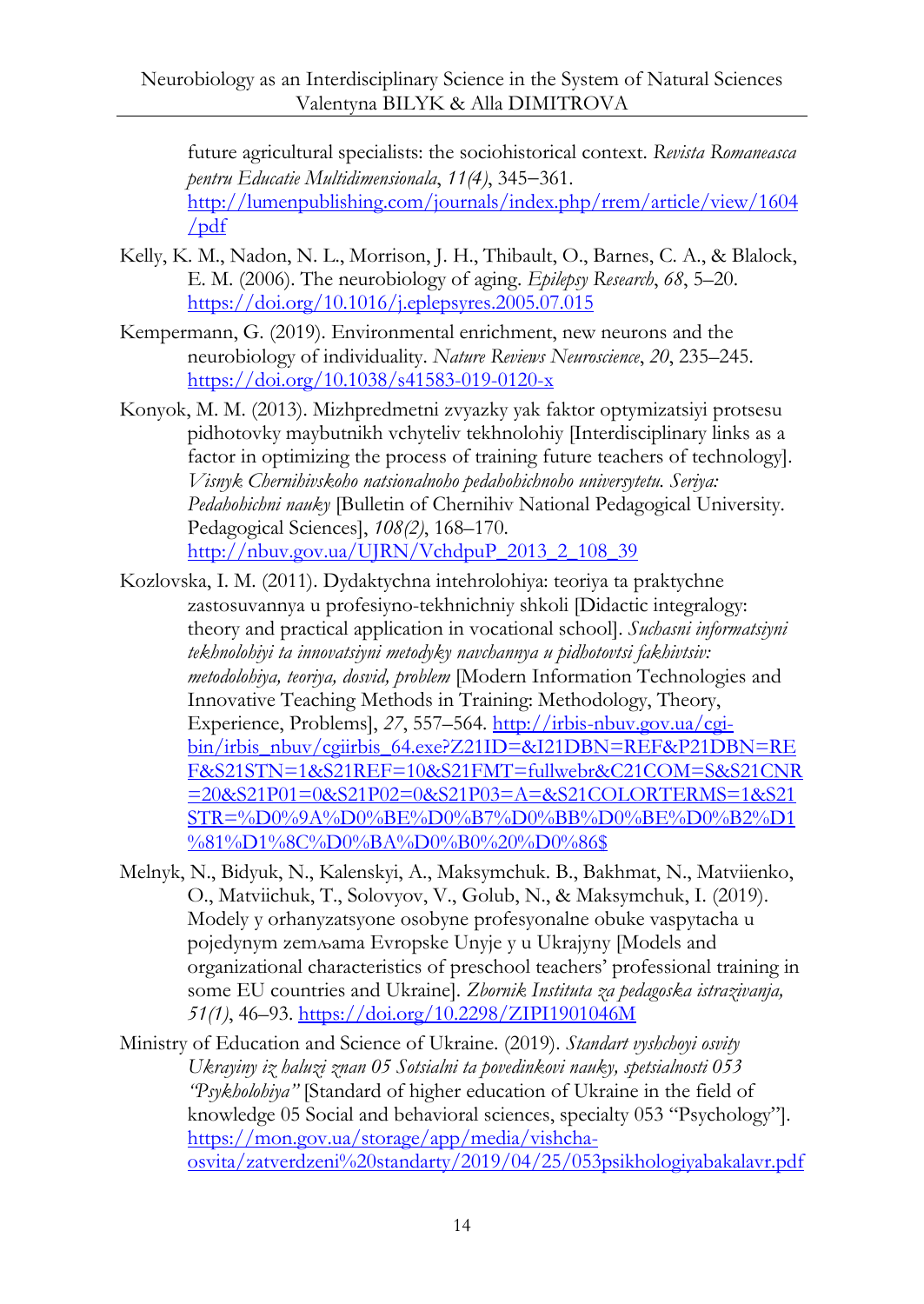future agricultural specialists: the sociohistorical context. *Revista Romaneasca pentru Educatie Multidimensionala*, *11(4)*, 345‒361. http://lumenpublishing.com/journals/index.php/rrem/article/view/1604/pdf

Kelly, K. M., Nadon, N. L., Morrison, J. H., Thibault, O., Barnes, C. A., & Blalock, E. M. (2006). The neurobiology of aging. *Epilepsy Research*, *68*, 5–20. https://doi.org/10.1016/j.eplepsyres.2005.07.015

Kempermann, G. (2019). Environmental enrichment, new neurons and the neurobiology of individuality. *Nature Reviews Neuroscience*, *20*, 235–245. https://doi.org/10.1038/s41583-019-0120-x

Konyok, M. M. (2013). Mizhpredmetni zvyazky yak faktor optymizatsiyi protsesu pidhotovky maybutnikh vchyteliv tekhnolohiy [Interdisciplinary links as a factor in optimizing the process of training future teachers of technology]. *Visnyk Chernihivskoho natsionalnoho pedahohichnoho universytetu. Seriya: Pedahohichni nauky* [Bulletin of Chernihiv National Pedagogical University. Pedagogical Sciences], *108(2)*, 168–170. http://nbuv.gov.ua/UJRN/VchdpuP_2013_2_108_39

Kozlovska, I. M. (2011). Dydaktychna intehrolohiya: teoriya ta praktychne zastosuvannya u profesiyno-tekhnichniy shkoli [Didactic integralogy: theory and practical application in vocational school]. *Suchasni informatsiyni tekhnolohiyi ta innovatsiyni metodyky navchannya u pidhotovtsi fakhivtsiv: metodolohiya, teoriya, dosvid, problem* [Modern Information Technologies and Innovative Teaching Methods in Training: Methodology, Theory, Experience, Problems], *27*, 557–564. http://irbis-nbuv.gov.ua/cgi-bin/irbis_nbuv/cgiirbis_64.exe?Z21ID=&I21DBN=REF&P21DBN=REF&S21STN=1&S21REF=10&S21FMT=fullwebr&C21COM=S&S21CNR=20&S21P01=0&S21P02=0&S21P03=A=&S21COLORTERMS=1&S21STR=%D0%9A%D0%BE%D0%B7%D0%BB%D0%BE%D0%B2%D1%81%D1%8C%D0%BA%D0%B0%20%D0%86$

Melnyk, N., Bidyuk, N., Kalenskyi, A., Maksymchuk. B., Bakhmat, N., Matviienko, O., Matviichuk, T., Solovyov, V., Golub, N., & Maksymchuk, I. (2019). Modely y orhanyzatsyone osobyne profesyonalne obuke vaspytacha u pojedynym zemљama Evropske Unyje y u Ukrajyny [Models and organizational characteristics of preschool teachers' professional training in some EU countries and Ukraine]. *Zbornik Instituta za pedagoska istrazivanja, 51(1)*, 46–93. https://doi.org/10.2298/ZIPI1901046M

Ministry of Education and Science of Ukraine. (2019). *Standart vyshchoyi osvity Ukrayiny iz haluzi znan 05 Sotsialni ta povedinkovi nauky, spetsialnosti 053 "Psykholohiya"* [Standard of higher education of Ukraine in the field of knowledge 05 Social and behavioral sciences, specialty 053 "Psychology"]. https://mon.gov.ua/storage/app/media/vishcha-osvita/zatverdzeni%20standarty/2019/04/25/053psikhologiyabakalavr.pdf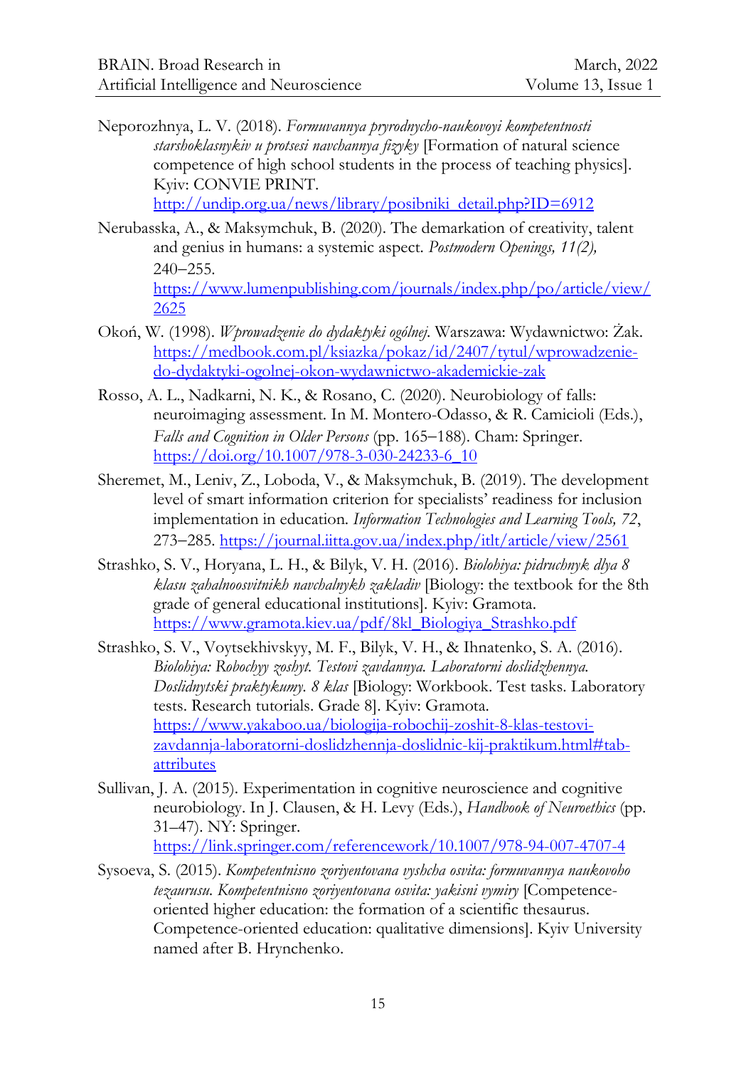Neporozhnya, L. V. (2018). *Formuvannya pryrodnycho-naukovoyi kompetentnosti starshoklasnykiv u protsesi navchannya fizyky* [Formation of natural science competence of high school students in the process of teaching physics]. Kyiv: CONVIE PRINT. http://undip.org.ua/news/library/posibniki_detail.php?ID=6912

Nerubasska, A., & Maksymchuk, B. (2020). The demarkation of creativity, talent and genius in humans: a systemic aspect. *Postmodern Openings, 11(2),* 240–255. https://www.lumenpublishing.com/journals/index.php/po/article/view/2625

Okoń, W. (1998). *Wprowadzenie do dydaktyki ogólnej*. Warszawa: Wydawnictwo: Żak. https://medbook.com.pl/ksiazka/pokaz/id/2407/tytul/wprowadzenie-do-dydaktyki-ogolnej-okon-wydawnictwo-akademickie-zak

Rosso, A. L., Nadkarni, N. K., & Rosano, C. (2020). Neurobiology of falls: neuroimaging assessment. In M. Montero-Odasso, & R. Camicioli (Eds.), *Falls and Cognition in Older Persons* (pp. 165–188). Cham: Springer. https://doi.org/10.1007/978-3-030-24233-6_10

Sheremet, M., Leniv, Z., Loboda, V., & Maksymchuk, B. (2019). The development level of smart information criterion for specialists' readiness for inclusion implementation in education. *Information Technologies and Learning Tools, 72*, 273–285. https://journal.iitta.gov.ua/index.php/itlt/article/view/2561

Strashko, S. V., Horyana, L. H., & Bilyk, V. H. (2016). *Biolohiya: pidruchnyk dlya 8 klasu zahalnoosvitnikh navchalnykh zakladiv* [Biology: the textbook for the 8th grade of general educational institutions]. Kyiv: Gramota. https://www.gramota.kiev.ua/pdf/8kl_Biologiya_Strashko.pdf

Strashko, S. V., Voytsekhivskyy, M. F., Bilyk, V. H., & Ihnatenko, S. A. (2016). *Biolohiya: Robochyy zoshyt. Testovi zavdannya. Laboratorni doslidzhennya. Doslidnytski praktykumy. 8 klas* [Biology: Workbook. Test tasks. Laboratory tests. Research tutorials. Grade 8]. Kyiv: Gramota. https://www.yakaboo.ua/biologija-robochij-zoshit-8-klas-testovi-zavdannja-laboratorni-doslidzhennja-doslidnic-kij-praktikum.html#tab-attributes

Sullivan, J. A. (2015). Experimentation in cognitive neuroscience and cognitive neurobiology. In J. Clausen, & H. Levy (Eds.), *Handbook of Neuroethics* (pp. 31–47). NY: Springer. https://link.springer.com/referencework/10.1007/978-94-007-4707-4

Sysoeva, S. (2015). *Kompetentnisno zoriyentovana vyshcha osvita: formuvannya naukovoho tezaurusu. Kompetentnisno zoriyentovana osvita: yakisni vymiry* [Competence-oriented higher education: the formation of a scientific thesaurus. Competence-oriented education: qualitative dimensions]. Kyiv University named after B. Hrynchenko.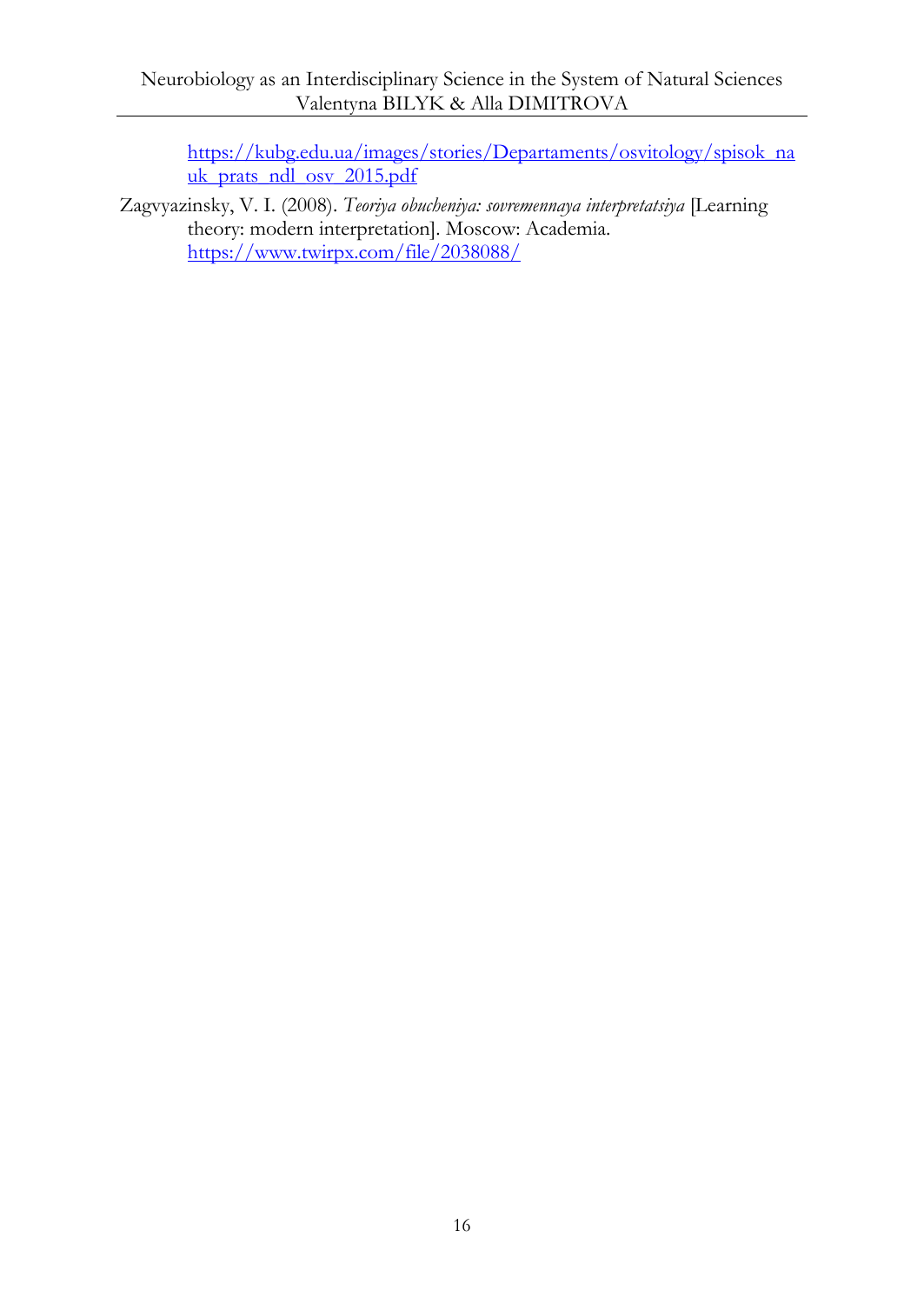https://kubg.edu.ua/images/stories/Departaments/osvitology/spisok_nauk_prats_ndl_osv_2015.pdf

Zagvyazinsky, V. I. (2008). *Teoriya obucheniya: sovremennaya interpretatsiya* [Learning theory: modern interpretation]. Moscow: Academia. https://www.twirpx.com/file/2038088/